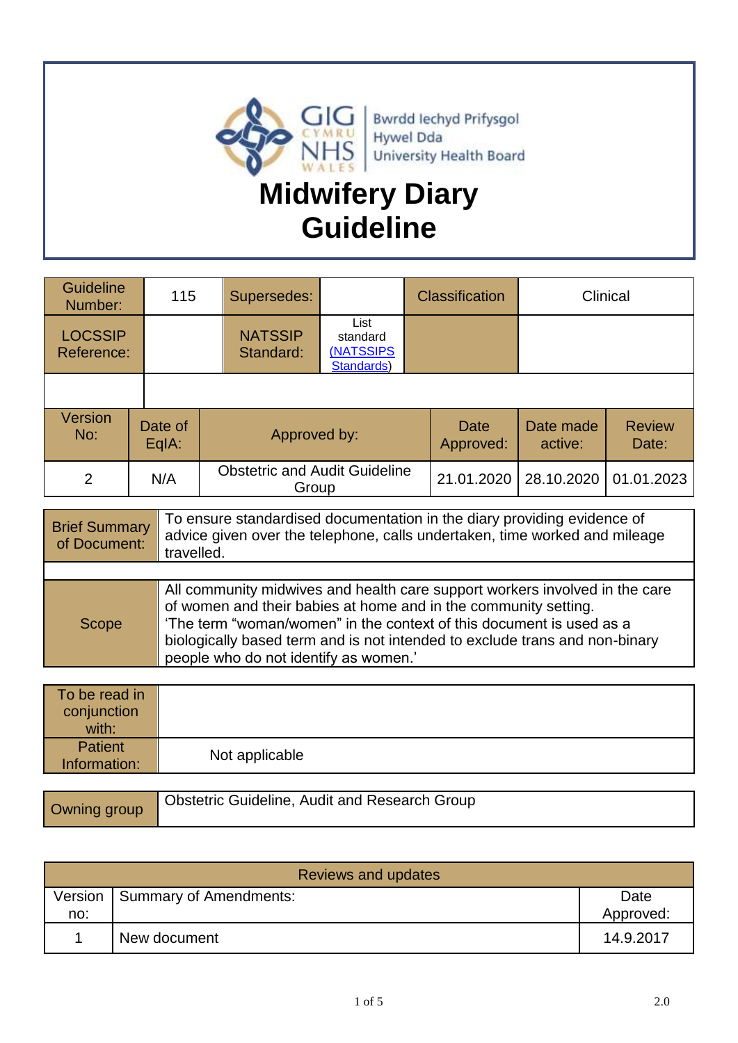GIG CYMRU NHS WALES | Bwrdd Iechyd Prifysgol Hywel Dda University Health Board

# Midwifery Diary Guideline

| Guideline Number: | 115 | Supersedes: | | Classification | Clinical |
|---|---|---|---|---|---|
| LOCSSIP Reference: | | NATSSIP Standard: | List standard (NATSSIPS Standards) | | |
| | | | | | |

| Version No: | Date of EqIA: | Approved by: | Date Approved: | Date made active: | Review Date: |
|---|---|---|---|---|---|
| 2 | N/A | Obstetric and Audit Guideline Group | 21.01.2020 | 28.10.2020 | 01.01.2023 |

| | |
|---|---|
| Brief Summary of Document: | To ensure standardised documentation in the diary providing evidence of advice given over the telephone, calls undertaken, time worked and mileage travelled. |
| | |
| Scope | All community midwives and health care support workers involved in the care of women and their babies at home and in the community setting. 'The term "woman/women" in the context of this document is used as a biologically based term and is not intended to exclude trans and non-binary people who do not identify as women.' |

| | |
|---|---|
| To be read in conjunction with: | |
| Patient Information: | Not applicable |

| | |
|---|---|
| Owning group | Obstetric Guideline, Audit and Research Group |

| Reviews and updates | | |
|---|---|---|
| Version no: | Summary of Amendments: | Date Approved: |
| 1 | New document | 14.9.2017 |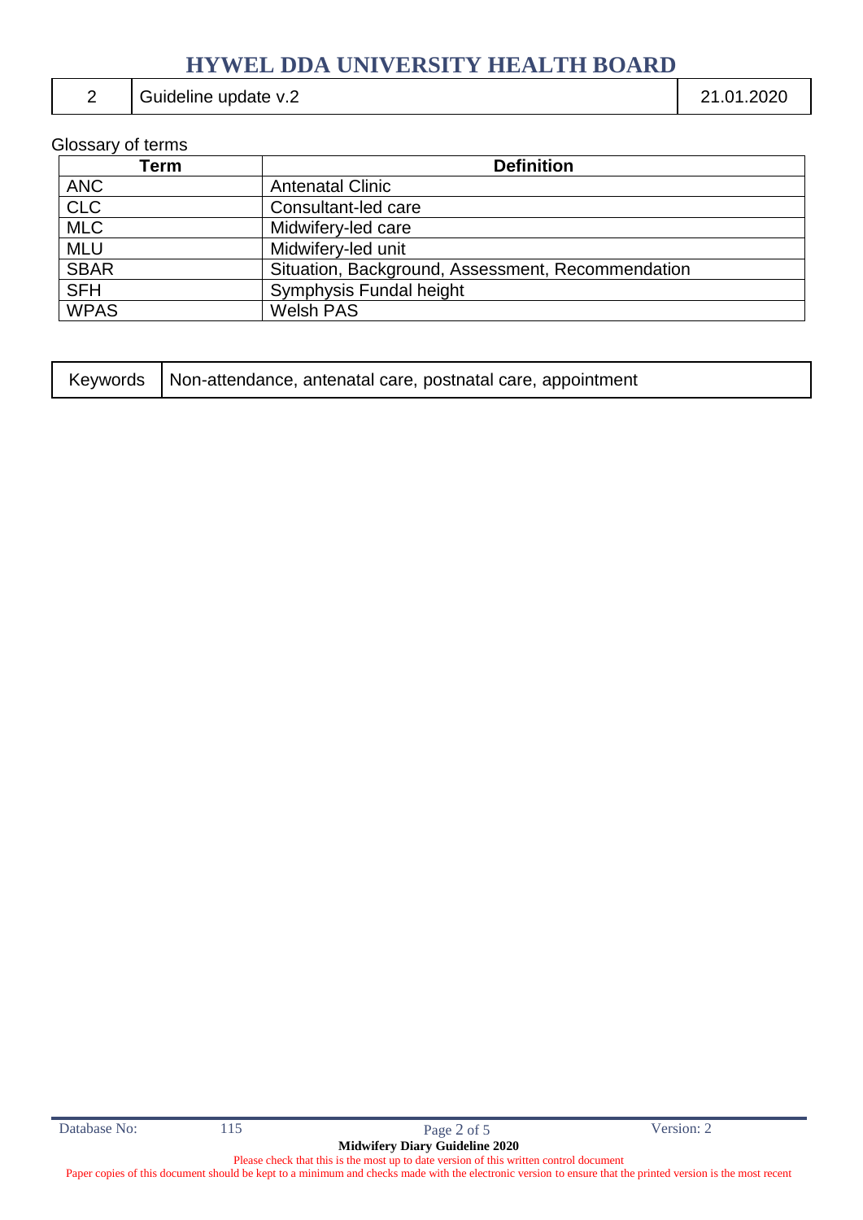| 2 | Guideline update v.2 | 21.01.2020 |
|---|---|---|

Glossary of terms

| Term | Definition |
|---|---|
| ANC | Antenatal Clinic |
| CLC | Consultant-led care |
| MLC | Midwifery-led care |
| MLU | Midwifery-led unit |
| SBAR | Situation, Background, Assessment, Recommendation |
| SFH | Symphysis Fundal height |
| WPAS | Welsh PAS |

| Keywords | Non-attendance, antenatal care, postnatal care, appointment |
|---|---|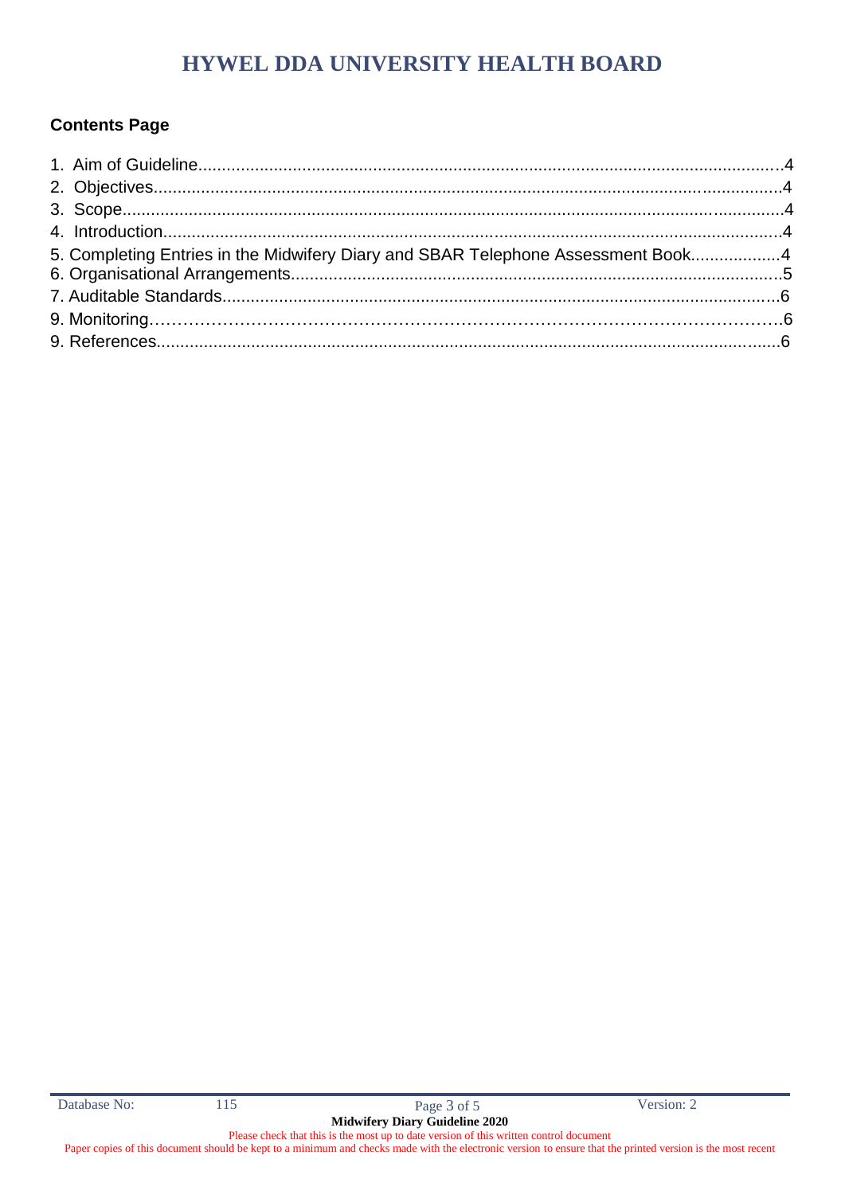## Contents Page

1. Aim of Guideline....................................................................................................................4
2. Objectives.............................................................................................................................4
3. Scope....................................................................................................................................4
4. Introduction...........................................................................................................................4
5. Completing Entries in the Midwifery Diary and SBAR Telephone Assessment Book..................4
6. Organisational Arrangements....................................................................................................5
7. Auditable Standards..................................................................................................................6
9. Monitoring……………………………………………………………………………………………….6
9. References..............................................................................................................................6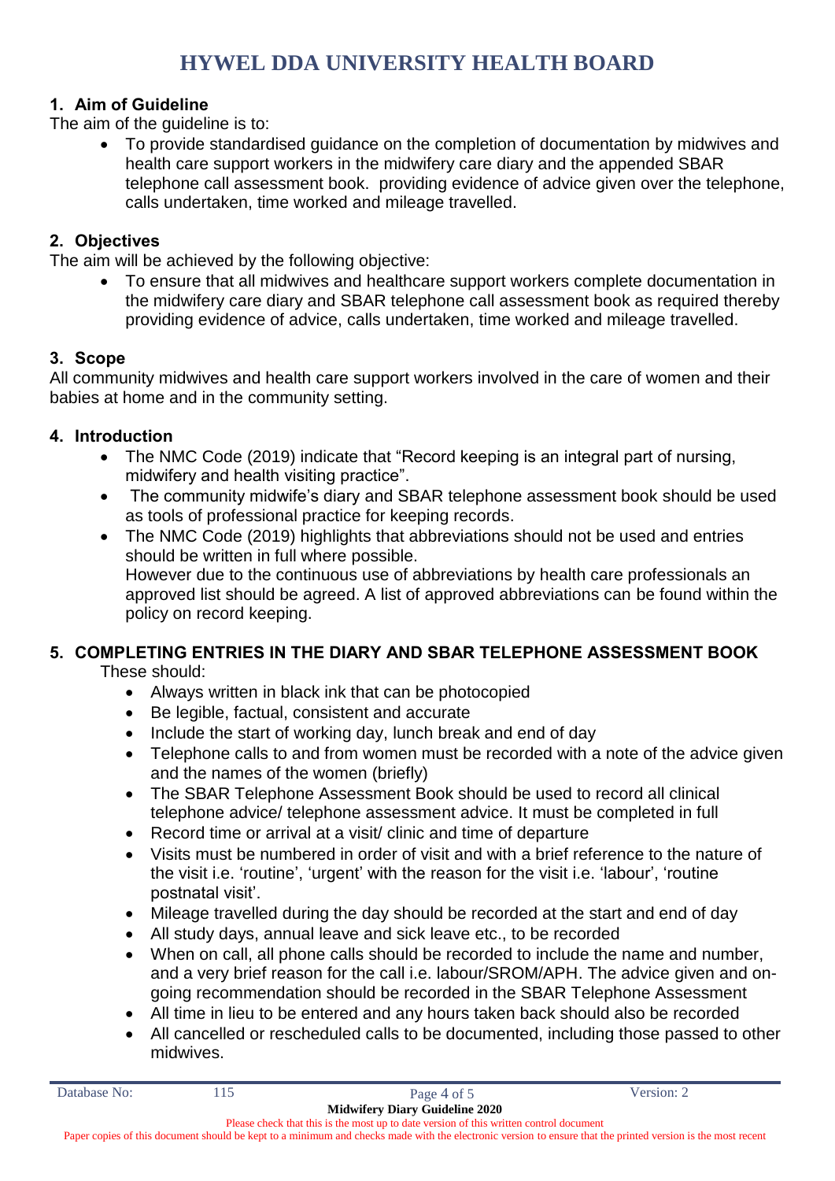# HYWEL DDA UNIVERSITY HEALTH BOARD

## 1. Aim of Guideline

The aim of the guideline is to:

- To provide standardised guidance on the completion of documentation by midwives and health care support workers in the midwifery care diary and the appended SBAR telephone call assessment book. providing evidence of advice given over the telephone, calls undertaken, time worked and mileage travelled.

## 2. Objectives

The aim will be achieved by the following objective:

- To ensure that all midwives and healthcare support workers complete documentation in the midwifery care diary and SBAR telephone call assessment book as required thereby providing evidence of advice, calls undertaken, time worked and mileage travelled.

## 3. Scope

All community midwives and health care support workers involved in the care of women and their babies at home and in the community setting.

## 4. Introduction

- The NMC Code (2019) indicate that "Record keeping is an integral part of nursing, midwifery and health visiting practice".
- The community midwife's diary and SBAR telephone assessment book should be used as tools of professional practice for keeping records.
- The NMC Code (2019) highlights that abbreviations should not be used and entries should be written in full where possible.
  However due to the continuous use of abbreviations by health care professionals an approved list should be agreed. A list of approved abbreviations can be found within the policy on record keeping.

## 5. COMPLETING ENTRIES IN THE DIARY AND SBAR TELEPHONE ASSESSMENT BOOK

These should:

- Always written in black ink that can be photocopied
- Be legible, factual, consistent and accurate
- Include the start of working day, lunch break and end of day
- Telephone calls to and from women must be recorded with a note of the advice given and the names of the women (briefly)
- The SBAR Telephone Assessment Book should be used to record all clinical telephone advice/ telephone assessment advice. It must be completed in full
- Record time or arrival at a visit/ clinic and time of departure
- Visits must be numbered in order of visit and with a brief reference to the nature of the visit i.e. 'routine', 'urgent' with the reason for the visit i.e. 'labour', 'routine postnatal visit'.
- Mileage travelled during the day should be recorded at the start and end of day
- All study days, annual leave and sick leave etc., to be recorded
- When on call, all phone calls should be recorded to include the name and number, and a very brief reason for the call i.e. labour/SROM/APH. The advice given and on-going recommendation should be recorded in the SBAR Telephone Assessment
- All time in lieu to be entered and any hours taken back should also be recorded
- All cancelled or rescheduled calls to be documented, including those passed to other midwives.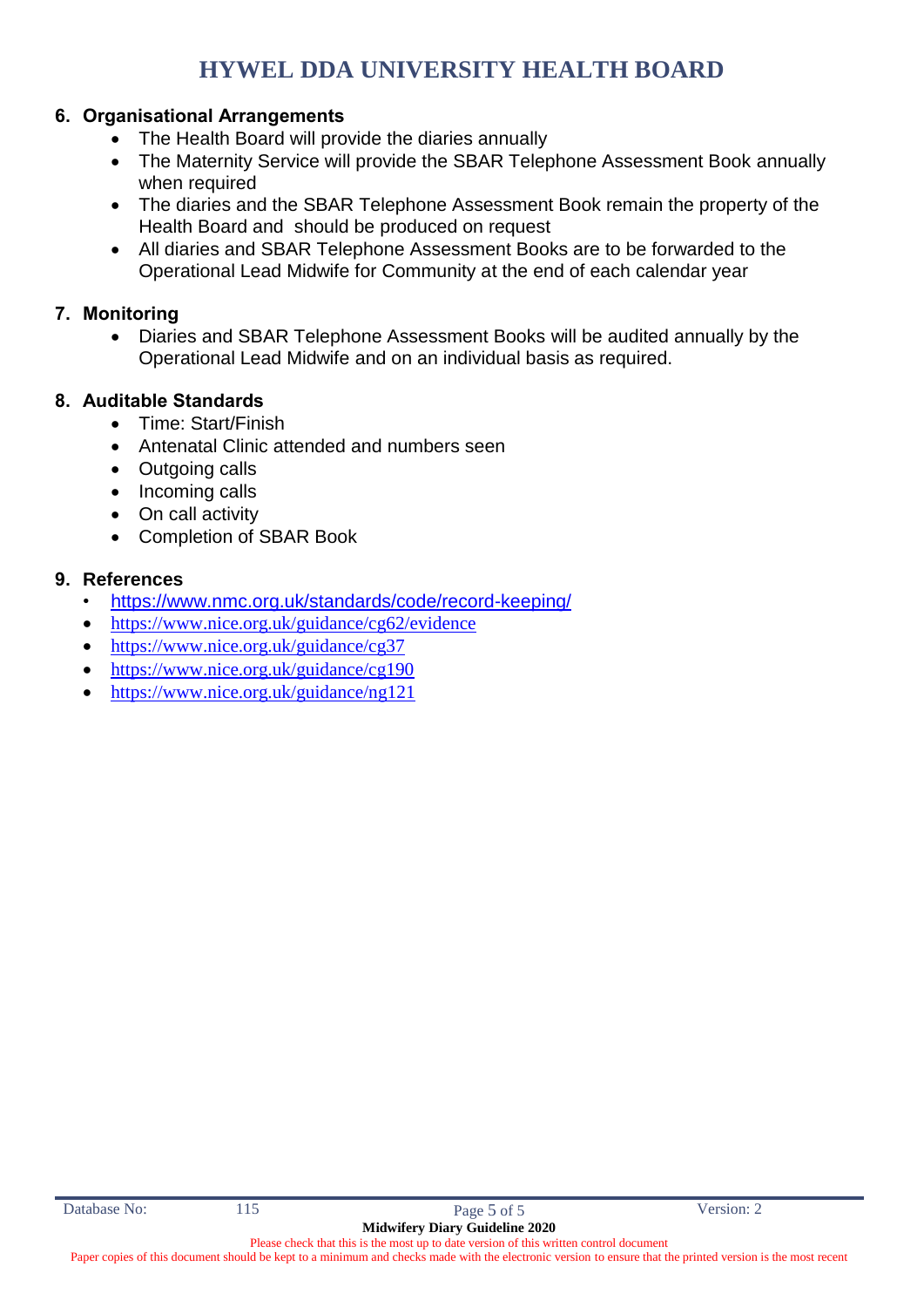## 6. Organisational Arrangements

- The Health Board will provide the diaries annually
- The Maternity Service will provide the SBAR Telephone Assessment Book annually when required
- The diaries and the SBAR Telephone Assessment Book remain the property of the Health Board and should be produced on request
- All diaries and SBAR Telephone Assessment Books are to be forwarded to the Operational Lead Midwife for Community at the end of each calendar year

## 7. Monitoring

- Diaries and SBAR Telephone Assessment Books will be audited annually by the Operational Lead Midwife and on an individual basis as required.

## 8. Auditable Standards

- Time: Start/Finish
- Antenatal Clinic attended and numbers seen
- Outgoing calls
- Incoming calls
- On call activity
- Completion of SBAR Book

## 9. References

- https://www.nmc.org.uk/standards/code/record-keeping/
- https://www.nice.org.uk/guidance/cg62/evidence
- https://www.nice.org.uk/guidance/cg37
- https://www.nice.org.uk/guidance/cg190
- https://www.nice.org.uk/guidance/ng121